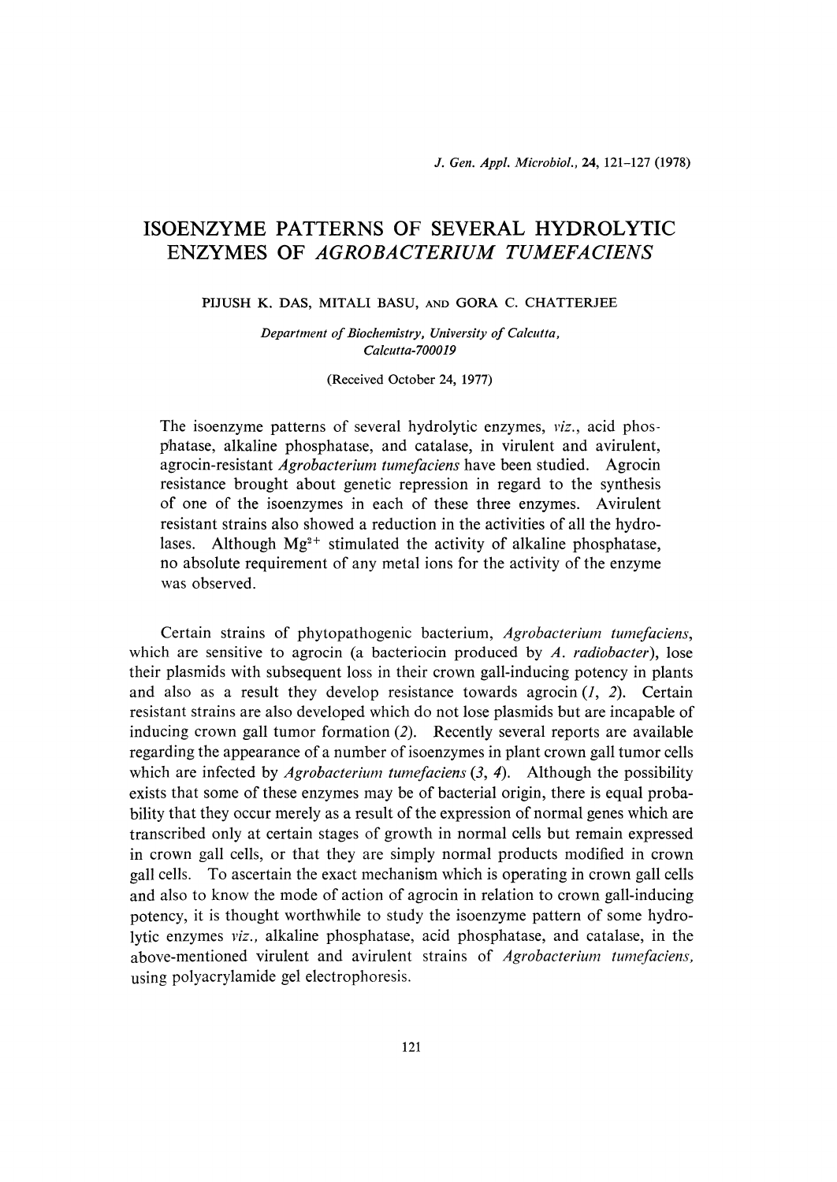# ISOENZYME PATTERNS OF SEVERAL HYDROLYTIC ENZYMES OF *AGROBACTERIUM TUMEFACIENS*

PIJUSH K. DAS, MITALI BASU, AND GORA C. CHATTERJEE

*Department of Biochemistry, University of Calcutta, Calcutta-700019*

(Received October 24, 1977)

The isoenzyme patterns of several hydrolytic enzymes, *viz.*, acid phosphatase, alkaline phosphatase, and catalase, in virulent and avirulent, agrocin-resistant *Agrobacterium tumefaciens* have been studied. Agrocin resistance brought about genetic repression in regard to the synthesis of one of the isoenzymes in each of these three enzymes. Avirulent resistant strains also showed a reduction in the activities of all the hydrolases. Although $Mg^{2+}$ stimulated the activity of alkaline phosphatase, no absolute requirement of any metal ions for the activity of the enzyme was observed.

Certain strains of phytopathogenic bacterium, *Agrobacterium tumefaciens*, which are sensitive to agrocin (a bacteriocin produced by *A. radiobacter*), lose their plasmids with subsequent loss in their crown gall-inducing potency in plants and also as a result they develop resistance towards agrocin (*1*, *2*). Certain resistant strains are also developed which do not lose plasmids but are incapable of inducing crown gall tumor formation (*2*). Recently several reports are available regarding the appearance of a number of isoenzymes in plant crown gall tumor cells which are infected by *Agrobacterium tumefaciens* (*3*, *4*). Although the possibility exists that some of these enzymes may be of bacterial origin, there is equal probability that they occur merely as a result of the expression of normal genes which are transcribed only at certain stages of growth in normal cells but remain expressed in crown gall cells, or that they are simply normal products modified in crown gall cells. To ascertain the exact mechanism which is operating in crown gall cells and also to know the mode of action of agrocin in relation to crown gall-inducing potency, it is thought worthwhile to study the isoenzyme pattern of some hydrolytic enzymes *viz.*, alkaline phosphatase, acid phosphatase, and catalase, in the above-mentioned virulent and avirulent strains of *Agrobacterium tumefaciens*, using polyacrylamide gel electrophoresis.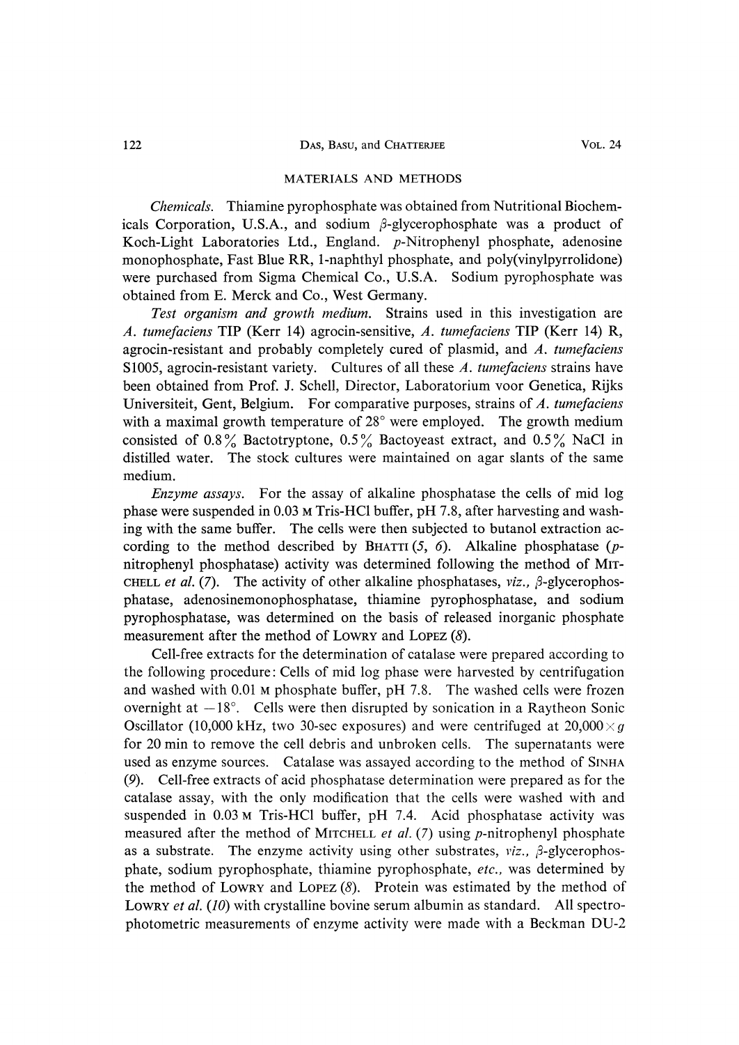## MATERIALS AND METHODS

*Chemicals.* Thiamine pyrophosphate was obtained from Nutritional Biochemicals Corporation, U.S.A., and sodium β-glycerophosphate was a product of Koch-Light Laboratories Ltd., England. *p*-Nitrophenyl phosphate, adenosine monophosphate, Fast Blue RR, 1-naphthyl phosphate, and poly(vinylpyrrolidone) were purchased from Sigma Chemical Co., U.S.A. Sodium pyrophosphate was obtained from E. Merck and Co., West Germany.

*Test organism and growth medium.* Strains used in this investigation are *A. tumefaciens* TIP (Kerr 14) agrocin-sensitive, *A. tumefaciens* TIP (Kerr 14) R, agrocin-resistant and probably completely cured of plasmid, and *A. tumefaciens* S1005, agrocin-resistant variety. Cultures of all these *A. tumefaciens* strains have been obtained from Prof. J. Schell, Director, Laboratorium voor Genetica, Rijks Universiteit, Gent, Belgium. For comparative purposes, strains of *A. tumefaciens* with a maximal growth temperature of 28° were employed. The growth medium consisted of 0.8% Bactotryptone, 0.5% Bactoyeast extract, and 0.5% NaCl in distilled water. The stock cultures were maintained on agar slants of the same medium.

*Enzyme assays.* For the assay of alkaline phosphatase the cells of mid log phase were suspended in 0.03 M Tris-HCl buffer, pH 7.8, after harvesting and washing with the same buffer. The cells were then subjected to butanol extraction according to the method described by Bhatti (*5, 6*). Alkaline phosphatase (*p*-nitrophenyl phosphatase) activity was determined following the method of Mitchell *et al.* (*7*). The activity of other alkaline phosphatases, *viz.*, β-glycerophosphatase, adenosinemonophosphatase, thiamine pyrophosphatase, and sodium pyrophosphatase, was determined on the basis of released inorganic phosphate measurement after the method of Lowry and Lopez (*8*).

Cell-free extracts for the determination of catalase were prepared according to the following procedure: Cells of mid log phase were harvested by centrifugation and washed with 0.01 M phosphate buffer, pH 7.8. The washed cells were frozen overnight at −18°. Cells were then disrupted by sonication in a Raytheon Sonic Oscillator (10,000 kHz, two 30-sec exposures) and were centrifuged at $20,000 \times g$ for 20 min to remove the cell debris and unbroken cells. The supernatants were used as enzyme sources. Catalase was assayed according to the method of Sinha (*9*). Cell-free extracts of acid phosphatase determination were prepared as for the catalase assay, with the only modification that the cells were washed with and suspended in 0.03 M Tris-HCl buffer, pH 7.4. Acid phosphatase activity was measured after the method of Mitchell *et al.* (*7*) using *p*-nitrophenyl phosphate as a substrate. The enzyme activity using other substrates, *viz.*, β-glycerophosphate, sodium pyrophosphate, thiamine pyrophosphate, *etc.*, was determined by the method of Lowry and Lopez (*8*). Protein was estimated by the method of Lowry *et al.* (*10*) with crystalline bovine serum albumin as standard. All spectrophotometric measurements of enzyme activity were made with a Beckman DU-2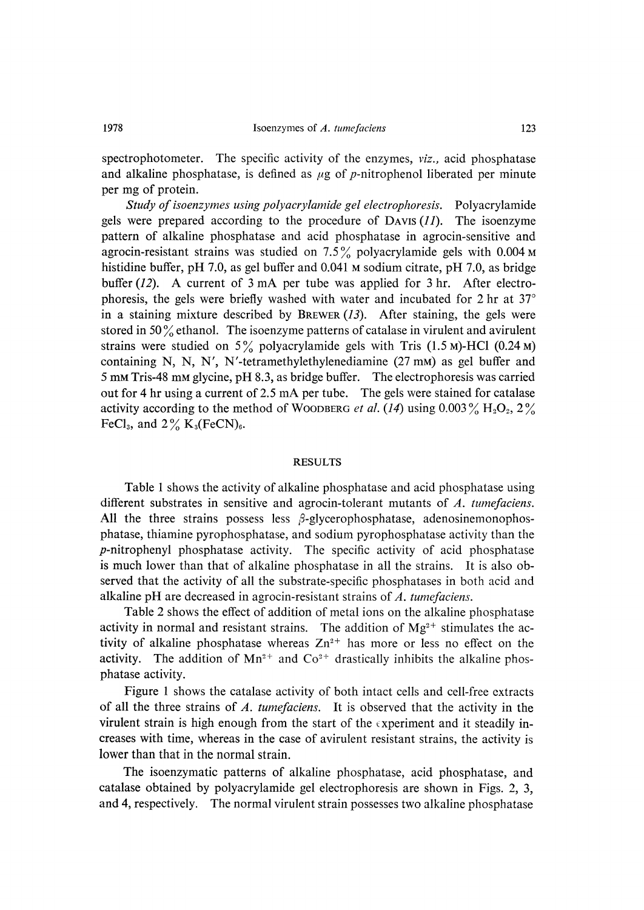spectrophotometer. The specific activity of the enzymes, *viz.*, acid phosphatase and alkaline phosphatase, is defined as $\mu$g of *p*-nitrophenol liberated per minute per mg of protein.

*Study of isoenzymes using polyacrylamide gel electrophoresis.* Polyacrylamide gels were prepared according to the procedure of Davis (*11*). The isoenzyme pattern of alkaline phosphatase and acid phosphatase in agrocin-sensitive and agrocin-resistant strains was studied on 7.5% polyacrylamide gels with 0.004 M histidine buffer, pH 7.0, as gel buffer and 0.041 M sodium citrate, pH 7.0, as bridge buffer (*12*). A current of 3 mA per tube was applied for 3 hr. After electrophoresis, the gels were briefly washed with water and incubated for 2 hr at 37° in a staining mixture described by Brewer (*13*). After staining, the gels were stored in 50% ethanol. The isoenzyme patterns of catalase in virulent and avirulent strains were studied on 5% polyacrylamide gels with Tris (1.5 M)-HCl (0.24 M) containing N, N, N′, N′-tetramethylethylenediamine (27 mM) as gel buffer and 5 mM Tris-48 mM glycine, pH 8.3, as bridge buffer. The electrophoresis was carried out for 4 hr using a current of 2.5 mA per tube. The gels were stained for catalase activity according to the method of Woodberg *et al.* (*14*) using 0.003% $H_2O_2$, 2% $FeCl_3$, and 2% $K_3(FeCN)_6$.

## RESULTS

Table 1 shows the activity of alkaline phosphatase and acid phosphatase using different substrates in sensitive and agrocin-tolerant mutants of *A. tumefaciens*. All the three strains possess less $\beta$-glycerophosphatase, adenosinemonophosphatase, thiamine pyrophosphatase, and sodium pyrophosphatase activity than the *p*-nitrophenyl phosphatase activity. The specific activity of acid phosphatase is much lower than that of alkaline phosphatase in all the strains. It is also observed that the activity of all the substrate-specific phosphatases in both acid and alkaline pH are decreased in agrocin-resistant strains of *A. tumefaciens*.

Table 2 shows the effect of addition of metal ions on the alkaline phosphatase activity in normal and resistant strains. The addition of $Mg^{2+}$ stimulates the activity of alkaline phosphatase whereas $Zn^{2+}$ has more or less no effect on the activity. The addition of $Mn^{2+}$ and $Co^{2+}$ drastically inhibits the alkaline phosphatase activity.

Figure 1 shows the catalase activity of both intact cells and cell-free extracts of all the three strains of *A. tumefaciens*. It is observed that the activity in the virulent strain is high enough from the start of the experiment and it steadily increases with time, whereas in the case of avirulent resistant strains, the activity is lower than that in the normal strain.

The isoenzymatic patterns of alkaline phosphatase, acid phosphatase, and catalase obtained by polyacrylamide gel electrophoresis are shown in Figs. 2, 3, and 4, respectively. The normal virulent strain possesses two alkaline phosphatase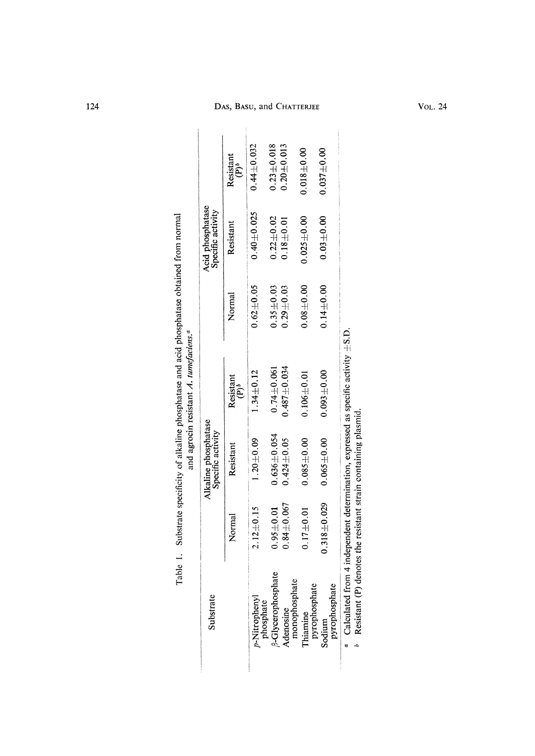Table 1. Substrate specificity of alkaline phosphatase and acid phosphatase obtained from normal and agrocin resistant *A. tumefaciens*.[a]

| Substrate | Alkaline phosphatase Specific activity | | | Acid phosphatase Specific activity | | |
|---|---|---|---|---|---|---|
| | Normal | Resistant | Resistant (P)[b] | Normal | Resistant | Resistant (P)[b] |
| *p*-Nitrophenyl phosphate | 2.12±0.15 | 1.20±0.09 | 1.34±0.12 | 0.62±0.05 | 0.40±0.025 | 0.44±0.032 |
| β-Glycerophosphate | 0.95±0.01 | 0.636±0.054 | 0.74±0.061 | 0.35±0.03 | 0.22±0.02 | 0.23±0.018 |
| Adenosine monophosphate | 0.84±0.067 | 0.424±0.05 | 0.487±0.034 | 0.29±0.03 | 0.18±0.01 | 0.20±0.013 |
| Thiamine pyrophosphate | 0.17±0.01 | 0.085±0.00 | 0.106±0.01 | 0.08±0.00 | 0.025±0.00 | 0.018±0.00 |
| Sodium pyrophosphate | 0.318±0.029 | 0.065±0.00 | 0.093±0.00 | 0.14±0.00 | 0.03±0.00 | 0.037±0.00 |

[a] Calculated from 4 independent determination, expressed as specific activity ±S.D.
[b] Resistant (P) denotes the resistant strain containing plasmid.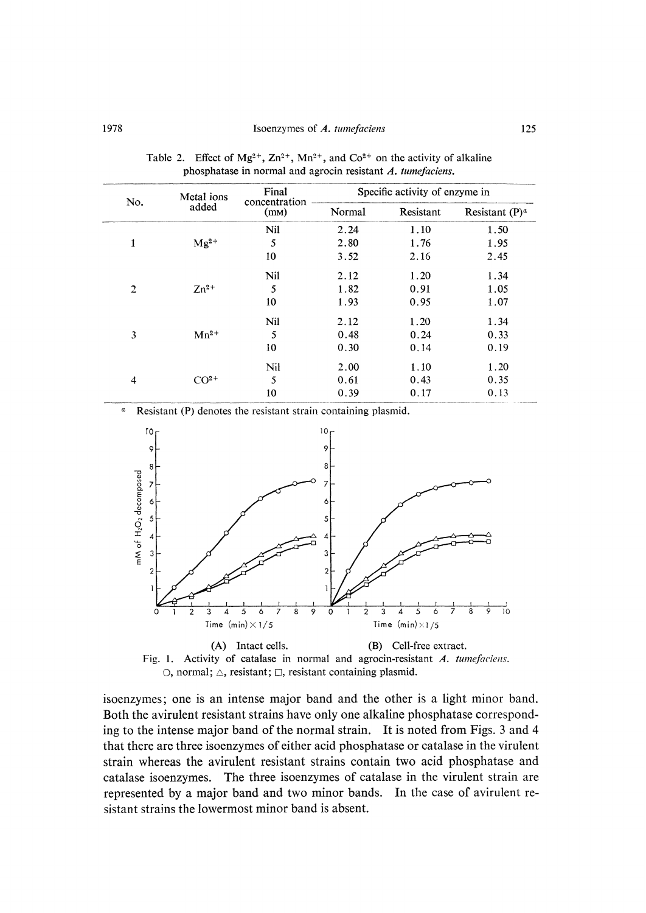Table 2. Effect of $Mg^{2+}$, $Zn^{2+}$, $Mn^{2+}$, and $Co^{2+}$ on the activity of alkaline phosphatase in normal and agrocin resistant *A. tumefaciens*.

| No. | Metal ions added | Final concentration (mM) | Specific activity of enzyme in | | |
|---|---|---|---|---|---|
| | | | Normal | Resistant | Resistant (P)[a] |
| | | Nil | 2.24 | 1.10 | 1.50 |
| 1 | $Mg^{2+}$ | 5 | 2.80 | 1.76 | 1.95 |
| | | 10 | 3.52 | 2.16 | 2.45 |
| | | Nil | 2.12 | 1.20 | 1.34 |
| 2 | $Zn^{2+}$ | 5 | 1.82 | 0.91 | 1.05 |
| | | 10 | 1.93 | 0.95 | 1.07 |
| | | Nil | 2.12 | 1.20 | 1.34 |
| 3 | $Mn^{2+}$ | 5 | 0.48 | 0.24 | 0.33 |
| | | 10 | 0.30 | 0.14 | 0.19 |
| | | Nil | 2.00 | 1.10 | 1.20 |
| 4 | $CO^{2+}$ | 5 | 0.61 | 0.43 | 0.35 |
| | | 10 | 0.39 | 0.17 | 0.13 |

[a] Resistant (P) denotes the resistant strain containing plasmid.

(A) Intact cells. (B) Cell-free extract.

Fig. 1. Activity of catalase in normal and agrocin-resistant *A. tumefaciens*. ○, normal; △, resistant; □, resistant containing plasmid.

isoenzymes; one is an intense major band and the other is a light minor band. Both the avirulent resistant strains have only one alkaline phosphatase corresponding to the intense major band of the normal strain. It is noted from Figs. 3 and 4 that there are three isoenzymes of either acid phosphatase or catalase in the virulent strain whereas the avirulent resistant strains contain two acid phosphatase and catalase isoenzymes. The three isoenzymes of catalase in the virulent strain are represented by a major band and two minor bands. In the case of avirulent resistant strains the lowermost minor band is absent.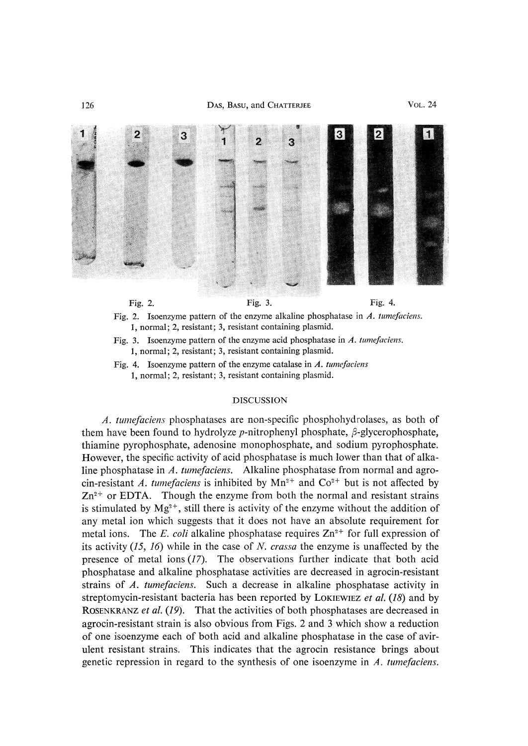Fig. 2. Fig. 3. Fig. 4.

Fig. 2. Isoenzyme pattern of the enzyme alkaline phosphatase in *A. tumefaciens*. 1, normal; 2, resistant; 3, resistant containing plasmid.

Fig. 3. Isoenzyme pattern of the enzyme acid phosphatase in *A. tumefaciens*. 1, normal; 2, resistant; 3, resistant containing plasmid.

Fig. 4. Isoenzyme pattern of the enzyme catalase in *A. tumefaciens* 1, normal; 2, resistant; 3, resistant containing plasmid.

## DISCUSSION

*A. tumefaciens* phosphatases are non-specific phosphohydrolases, as both of them have been found to hydrolyze *p*-nitrophenyl phosphate, $\beta$-glycerophosphate, thiamine pyrophosphate, adenosine monophosphate, and sodium pyrophosphate. However, the specific activity of acid phosphatase is much lower than that of alkaline phosphatase in *A. tumefaciens*. Alkaline phosphatase from normal and agrocin-resistant *A. tumefaciens* is inhibited by $Mn^{2+}$ and $Co^{2+}$ but is not affected by $Zn^{2+}$ or EDTA. Though the enzyme from both the normal and resistant strains is stimulated by $Mg^{2+}$, still there is activity of the enzyme without the addition of any metal ion which suggests that it does not have an absolute requirement for metal ions. The *E. coli* alkaline phosphatase requires $Zn^{2+}$ for full expression of its activity (*15*, *16*) while in the case of *N. crassa* the enzyme is unaffected by the presence of metal ions (*17*). The observations further indicate that both acid phosphatase and alkaline phosphatase activities are decreased in agrocin-resistant strains of *A. tumefaciens*. Such a decrease in alkaline phosphatase activity in streptomycin-resistant bacteria has been reported by LOKIEWIEZ *et al.* (*18*) and by ROSENKRANZ *et al.* (*19*). That the activities of both phosphatases are decreased in agrocin-resistant strain is also obvious from Figs. 2 and 3 which show a reduction of one isoenzyme each of both acid and alkaline phosphatase in the case of avirulent resistant strains. This indicates that the agrocin resistance brings about genetic repression in regard to the synthesis of one isoenzyme in *A. tumefaciens*.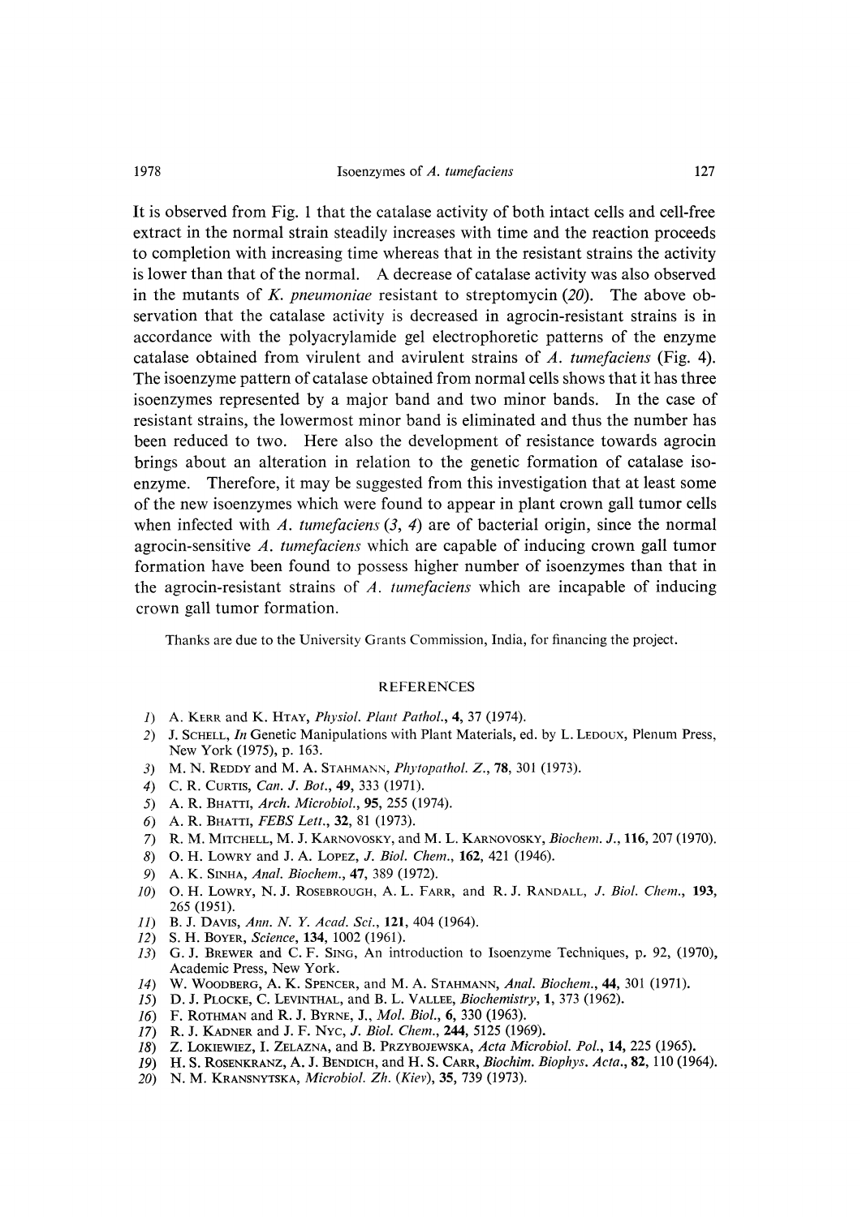It is observed from Fig. 1 that the catalase activity of both intact cells and cell-free extract in the normal strain steadily increases with time and the reaction proceeds to completion with increasing time whereas that in the resistant strains the activity is lower than that of the normal. A decrease of catalase activity was also observed in the mutants of *K. pneumoniae* resistant to streptomycin (*20*). The above observation that the catalase activity is decreased in agrocin-resistant strains is in accordance with the polyacrylamide gel electrophoretic patterns of the enzyme catalase obtained from virulent and avirulent strains of *A. tumefaciens* (Fig. 4). The isoenzyme pattern of catalase obtained from normal cells shows that it has three isoenzymes represented by a major band and two minor bands. In the case of resistant strains, the lowermost minor band is eliminated and thus the number has been reduced to two. Here also the development of resistance towards agrocin brings about an alteration in relation to the genetic formation of catalase isoenzyme. Therefore, it may be suggested from this investigation that at least some of the new isoenzymes which were found to appear in plant crown gall tumor cells when infected with *A. tumefaciens* (*3*, *4*) are of bacterial origin, since the normal agrocin-sensitive *A. tumefaciens* which are capable of inducing crown gall tumor formation have been found to possess higher number of isoenzymes than that in the agrocin-resistant strains of *A. tumefaciens* which are incapable of inducing crown gall tumor formation.

Thanks are due to the University Grants Commission, India, for financing the project.

## REFERENCES

1) A. Kerr and K. Htay, *Physiol. Plant Pathol.*, **4**, 37 (1974).
2) J. Schell, *In* Genetic Manipulations with Plant Materials, ed. by L. Ledoux, Plenum Press, New York (1975), p. 163.
3) M. N. Reddy and M. A. Stahmann, *Phytopathol. Z.*, **78**, 301 (1973).
4) C. R. Curtis, *Can. J. Bot.*, **49**, 333 (1971).
5) A. R. Bhatti, *Arch. Microbiol.*, **95**, 255 (1974).
6) A. R. Bhatti, *FEBS Lett.*, **32**, 81 (1973).
7) R. M. Mitchell, M. J. Karnovosky, and M. L. Karnovosky, *Biochem. J.*, **116**, 207 (1970).
8) O. H. Lowry and J. A. Lopez, *J. Biol. Chem.*, **162**, 421 (1946).
9) A. K. Sinha, *Anal. Biochem.*, **47**, 389 (1972).
10) O. H. Lowry, N. J. Rosebrough, A. L. Farr, and R. J. Randall, *J. Biol. Chem.*, **193**, 265 (1951).
11) B. J. Davis, *Ann. N. Y. Acad. Sci.*, **121**, 404 (1964).
12) S. H. Boyer, *Science*, **134**, 1002 (1961).
13) G. J. Brewer and C. F. Sing, An introduction to Isoenzyme Techniques, p. 92, (1970), Academic Press, New York.
14) W. Woodberg, A. K. Spencer, and M. A. Stahmann, *Anal. Biochem.*, **44**, 301 (1971).
15) D. J. Plocke, C. Levinthal, and B. L. Vallee, *Biochemistry*, **1**, 373 (1962).
16) F. Rothman and R. J. Byrne, J., *Mol. Biol.*, **6**, 330 (1963).
17) R. J. Kadner and J. F. Nyc, *J. Biol. Chem.*, **244**, 5125 (1969).
18) Z. Lokiewiez, I. Zelazna, and B. Przybojewska, *Acta Microbiol. Pol.*, **14**, 225 (1965).
19) H. S. Rosenkranz, A. J. Bendich, and H. S. Carr, *Biochim. Biophys. Acta.*, **82**, 110 (1964).
20) N. M. Kransnytska, *Microbiol. Zh. (Kiev)*, **35**, 739 (1973).